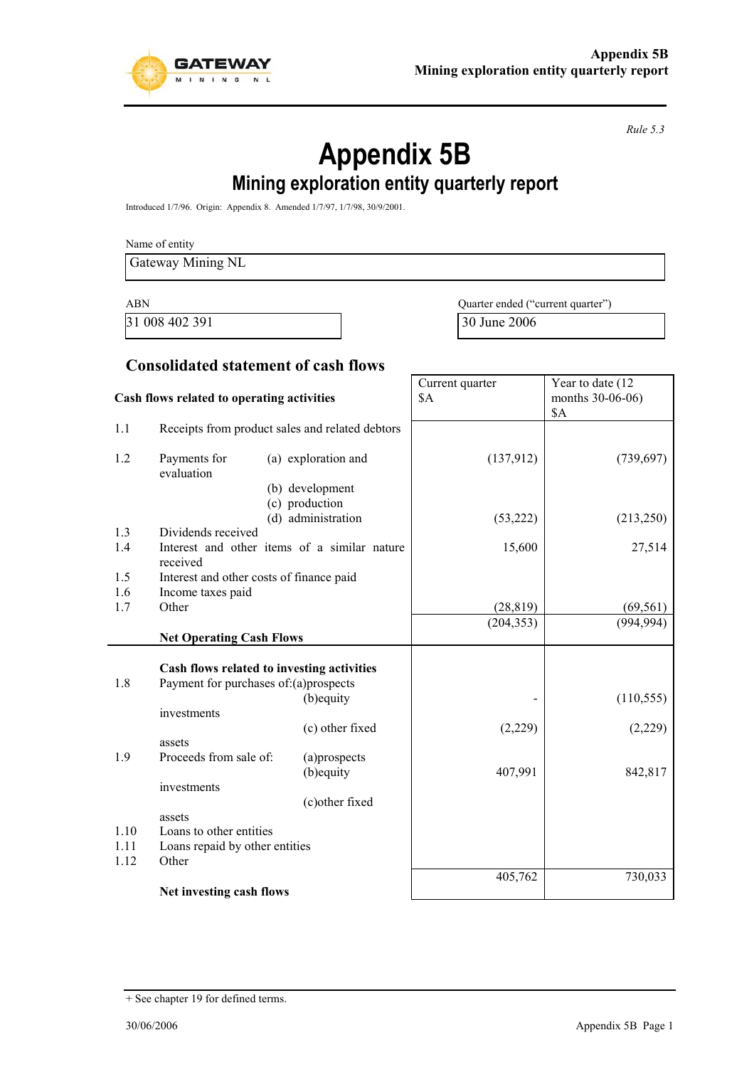*Rule 5.3*

# Appendix 5B

## Mining exploration entity quarterly report

Introduced 1/7/96. Origin: Appendix 8. Amended 1/7/97, 1/7/98, 30/9/2001.

Name of entity

| Gateway Mining NL |
|---|

| ABN | Quarter ended ("current quarter") |
|---|---|
| 31 008 402 391 | 30 June 2006 |

### Consolidated statement of cash flows

| | Cash flows related to operating activities | | Current quarter $A | Year to date (12 months 30-06-06) $A |
|---|---|---|---|---|
| 1.1 | Receipts from product sales and related debtors | | | |
| 1.2 | Payments for | (a) exploration and evaluation | (137,912) | (739,697) |
| | | (b) development | | |
| | | (c) production | | |
| | | (d) administration | (53,222) | (213,250) |
| 1.3 | Dividends received | | | |
| 1.4 | Interest and other items of a similar nature received | | 15,600 | 27,514 |
| 1.5 | Interest and other costs of finance paid | | | |
| 1.6 | Income taxes paid | | | |
| 1.7 | Other | | (28,819) | (69,561) |
| | **Net Operating Cash Flows** | | (204,353) | (994,994) |
| | **Cash flows related to investing activities** | | | |
| 1.8 | Payment for purchases of: | (a)prospects | | |
| | | (b)equity investments | - | (110,555) |
| | | (c) other fixed assets | (2,229) | (2,229) |
| 1.9 | Proceeds from sale of: | (a)prospects | | |
| | | (b)equity investments | 407,991 | 842,817 |
| | | (c)other fixed assets | | |
| 1.10 | Loans to other entities | | | |
| 1.11 | Loans repaid by other entities | | | |
| 1.12 | Other | | | |
| | **Net investing cash flows** | | 405,762 | 730,033 |

+ See chapter 19 for defined terms.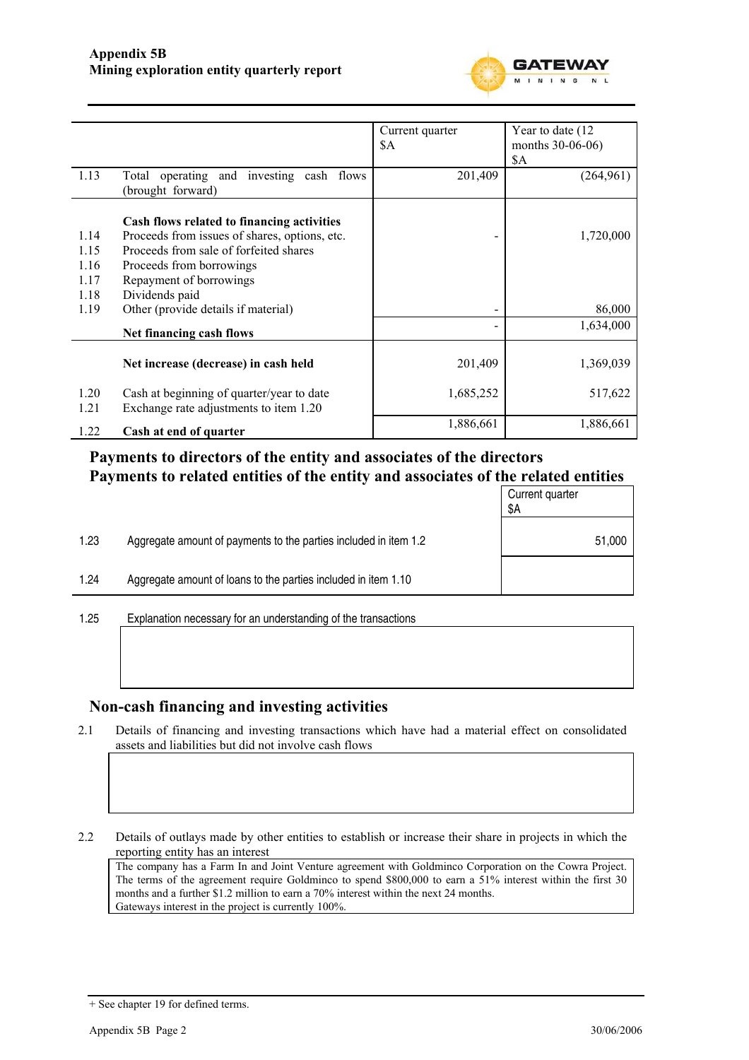| | | Current quarter $A | Year to date (12 months 30-06-06) $A |
|---|---|---|---|
| 1.13 | Total operating and investing cash flows (brought forward) | 201,409 | (264,961) |
| | **Cash flows related to financing activities** | | |
| 1.14 | Proceeds from issues of shares, options, etc. | - | 1,720,000 |
| 1.15 | Proceeds from sale of forfeited shares | | |
| 1.16 | Proceeds from borrowings | | |
| 1.17 | Repayment of borrowings | | |
| 1.18 | Dividends paid | | |
| 1.19 | Other (provide details if material) | - | 86,000 |
| | **Net financing cash flows** | - | 1,634,000 |
| | **Net increase (decrease) in cash held** | 201,409 | 1,369,039 |
| 1.20 | Cash at beginning of quarter/year to date | 1,685,252 | 517,622 |
| 1.21 | Exchange rate adjustments to item 1.20 | | |
| 1.22 | **Cash at end of quarter** | 1,886,661 | 1,886,661 |

## Payments to directors of the entity and associates of the directors
## Payments to related entities of the entity and associates of the related entities

| | | Current quarter $A |
|---|---|---|
| 1.23 | Aggregate amount of payments to the parties included in item 1.2 | 51,000 |
| 1.24 | Aggregate amount of loans to the parties included in item 1.10 | |

1.25 Explanation necessary for an understanding of the transactions

## Non-cash financing and investing activities

2.1 Details of financing and investing transactions which have had a material effect on consolidated assets and liabilities but did not involve cash flows

2.2 Details of outlays made by other entities to establish or increase their share in projects in which the reporting entity has an interest

The company has a Farm In and Joint Venture agreement with Goldminco Corporation on the Cowra Project. The terms of the agreement require Goldminco to spend $800,000 to earn a 51% interest within the first 30 months and a further $1.2 million to earn a 70% interest within the next 24 months.
Gateways interest in the project is currently 100%.

+ See chapter 19 for defined terms.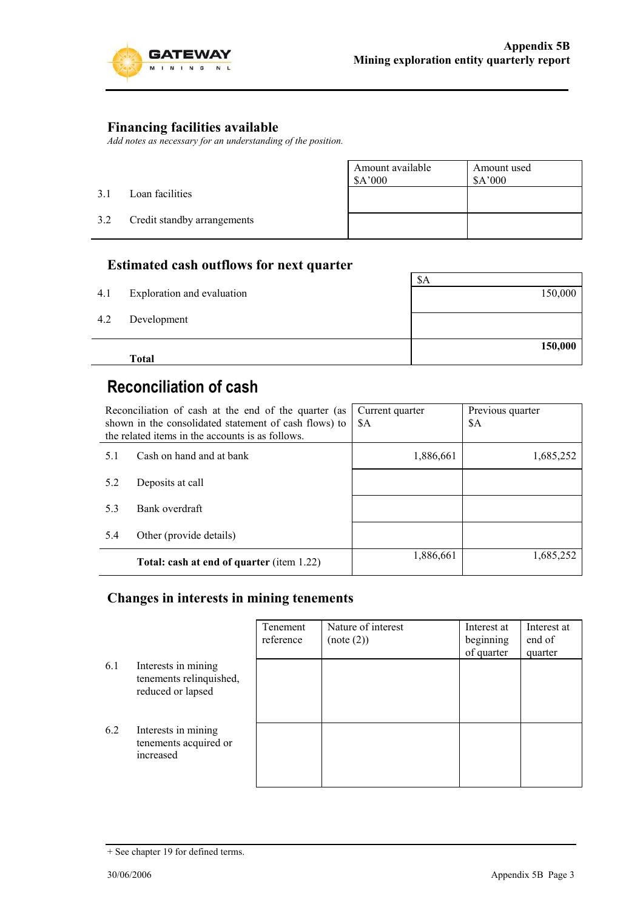## Financing facilities available

*Add notes as necessary for an understanding of the position.*

| | | Amount available $A'000 | Amount used $A'000 |
|---|---|---|---|
| 3.1 | Loan facilities | | |
| 3.2 | Credit standby arrangements | | |

## Estimated cash outflows for next quarter

| | | $A |
|---|---|---|
| 4.1 | Exploration and evaluation | 150,000 |
| 4.2 | Development | |
| | **Total** | **150,000** |

## Reconciliation of cash

| Reconciliation of cash at the end of the quarter (as shown in the consolidated statement of cash flows) to the related items in the accounts is as follows. | | Current quarter $A | Previous quarter $A |
|---|---|---|---|
| 5.1 | Cash on hand and at bank | 1,886,661 | 1,685,252 |
| 5.2 | Deposits at call | | |
| 5.3 | Bank overdraft | | |
| 5.4 | Other (provide details) | | |
| | **Total: cash at end of quarter** (item 1.22) | 1,886,661 | 1,685,252 |

## Changes in interests in mining tenements

| | | Tenement reference | Nature of interest (note (2)) | Interest at beginning of quarter | Interest at end of quarter |
|---|---|---|---|---|---|
| 6.1 | Interests in mining tenements relinquished, reduced or lapsed | | | | |
| 6.2 | Interests in mining tenements acquired or increased | | | | |

+ See chapter 19 for defined terms.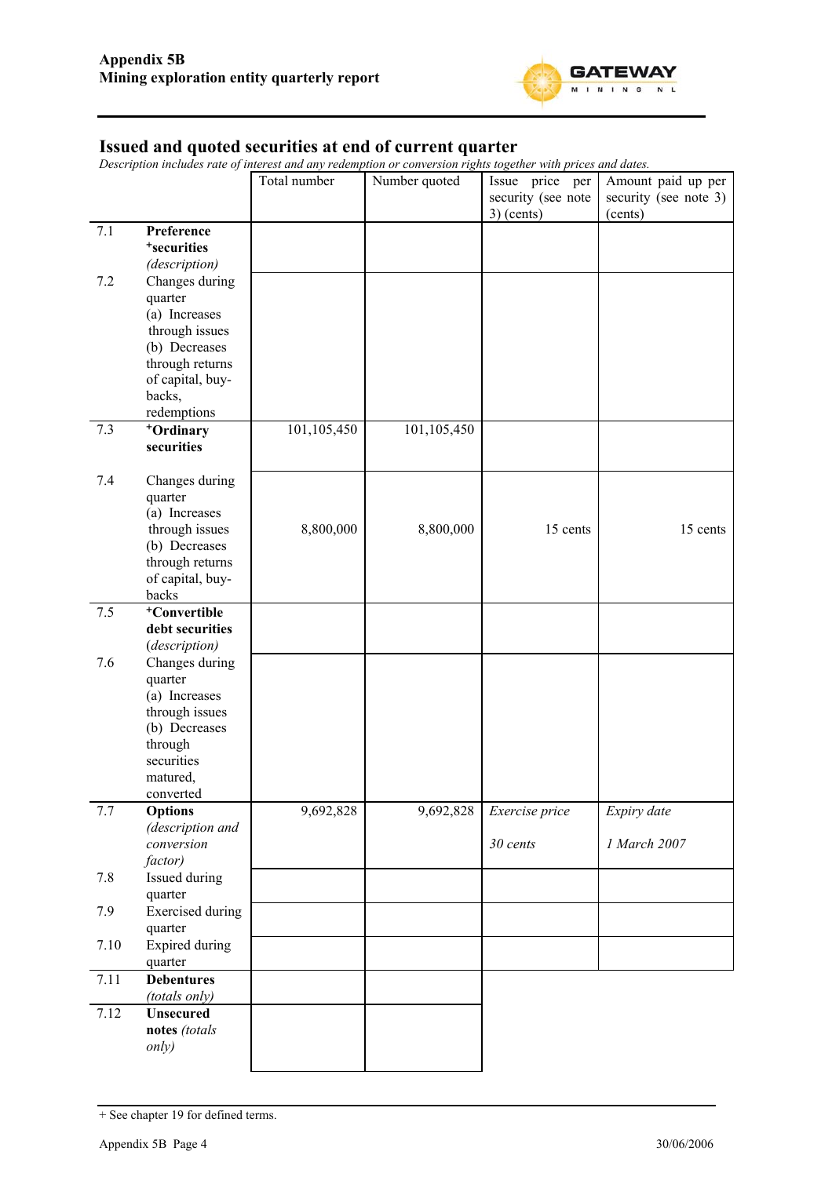## Issued and quoted securities at end of current quarter

*Description includes rate of interest and any redemption or conversion rights together with prices and dates.*

| | | Total number | Number quoted | Issue price per security (see note 3) (cents) | Amount paid up per security (see note 3) (cents) |
|---|---|---|---|---|---|
| 7.1 | **Preference +securities** *(description)* | | | | |
| 7.2 | Changes during quarter (a) Increases through issues (b) Decreases through returns of capital, buy-backs, redemptions | | | | |
| 7.3 | **+Ordinary securities** | 101,105,450 | 101,105,450 | | |
| 7.4 | Changes during quarter (a) Increases through issues (b) Decreases through returns of capital, buy-backs | 8,800,000 | 8,800,000 | 15 cents | 15 cents |
| 7.5 | **+Convertible debt securities** *(description)* | | | | |
| 7.6 | Changes during quarter (a) Increases through issues (b) Decreases through securities matured, converted | | | | |
| 7.7 | **Options** *(description and conversion factor)* | 9,692,828 | 9,692,828 | *Exercise price* *30 cents* | *Expiry date* *1 March 2007* |
| 7.8 | Issued during quarter | | | | |
| 7.9 | Exercised during quarter | | | | |
| 7.10 | Expired during quarter | | | | |
| 7.11 | **Debentures** *(totals only)* | | | | |
| 7.12 | **Unsecured notes** *(totals only)* | | | | |

+ See chapter 19 for defined terms.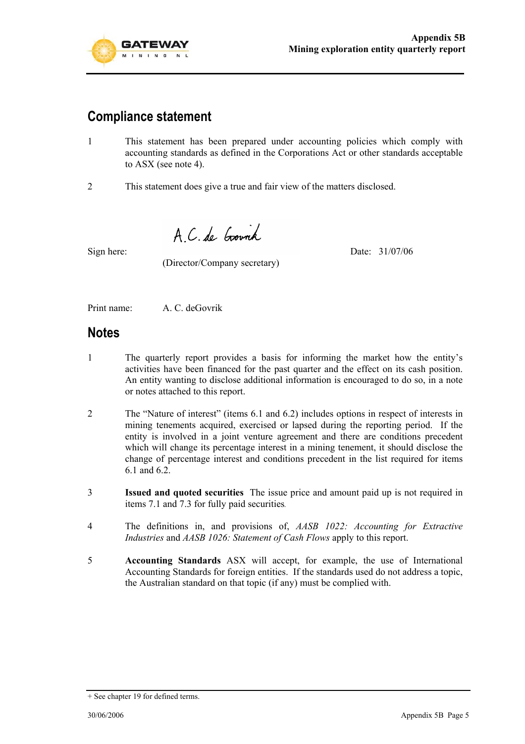## Compliance statement

1 This statement has been prepared under accounting policies which comply with accounting standards as defined in the Corporations Act or other standards acceptable to ASX (see note 4).

2 This statement does give a true and fair view of the matters disclosed.

Sign here: A.C. de Govrik (Director/Company secretary) Date: 31/07/06

Print name: A. C. deGovrik

## Notes

1 The quarterly report provides a basis for informing the market how the entity's activities have been financed for the past quarter and the effect on its cash position. An entity wanting to disclose additional information is encouraged to do so, in a note or notes attached to this report.

2 The "Nature of interest" (items 6.1 and 6.2) includes options in respect of interests in mining tenements acquired, exercised or lapsed during the reporting period. If the entity is involved in a joint venture agreement and there are conditions precedent which will change its percentage interest in a mining tenement, it should disclose the change of percentage interest and conditions precedent in the list required for items 6.1 and 6.2.

3 **Issued and quoted securities** The issue price and amount paid up is not required in items 7.1 and 7.3 for fully paid securities.

4 The definitions in, and provisions of, *AASB 1022: Accounting for Extractive Industries* and *AASB 1026: Statement of Cash Flows* apply to this report.

5 **Accounting Standards** ASX will accept, for example, the use of International Accounting Standards for foreign entities. If the standards used do not address a topic, the Australian standard on that topic (if any) must be complied with.

+ See chapter 19 for defined terms.